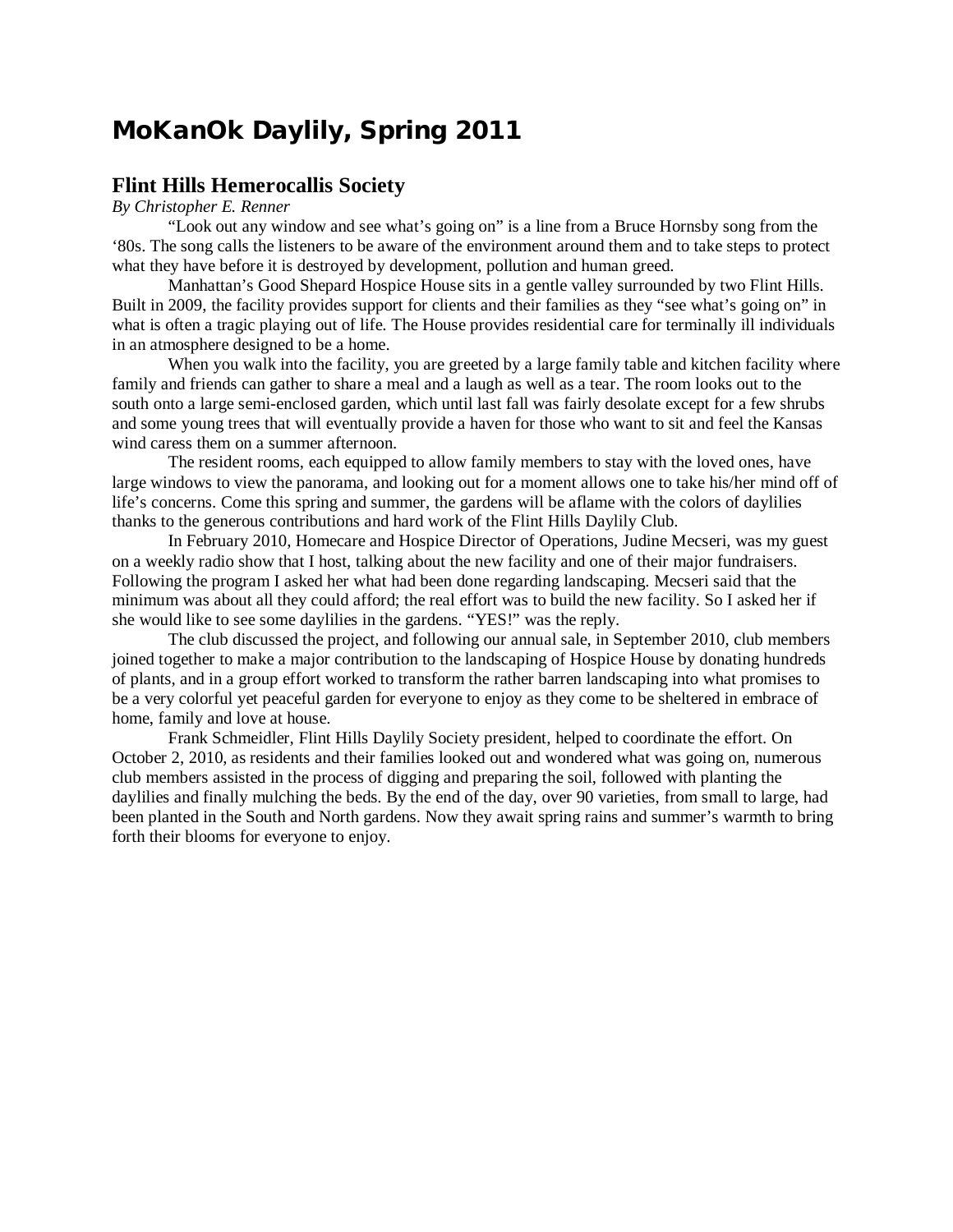# MoKanOk Daylily, Spring 2011

## Flint Hills Hemerocallis Society

*By Christopher E. Renner*

"Look out any window and see what's going on" is a line from a Bruce Hornsby song from the '80s. The song calls the listeners to be aware of the environment around them and to take steps to protect what they have before it is destroyed by development, pollution and human greed.

Manhattan's Good Shepard Hospice House sits in a gentle valley surrounded by two Flint Hills. Built in 2009, the facility provides support for clients and their families as they "see what's going on" in what is often a tragic playing out of life. The House provides residential care for terminally ill individuals in an atmosphere designed to be a home.

When you walk into the facility, you are greeted by a large family table and kitchen facility where family and friends can gather to share a meal and a laugh as well as a tear. The room looks out to the south onto a large semi-enclosed garden, which until last fall was fairly desolate except for a few shrubs and some young trees that will eventually provide a haven for those who want to sit and feel the Kansas wind caress them on a summer afternoon.

The resident rooms, each equipped to allow family members to stay with the loved ones, have large windows to view the panorama, and looking out for a moment allows one to take his/her mind off of life's concerns. Come this spring and summer, the gardens will be aflame with the colors of daylilies thanks to the generous contributions and hard work of the Flint Hills Daylily Club.

In February 2010, Homecare and Hospice Director of Operations, Judine Mecseri, was my guest on a weekly radio show that I host, talking about the new facility and one of their major fundraisers. Following the program I asked her what had been done regarding landscaping. Mecseri said that the minimum was about all they could afford; the real effort was to build the new facility. So I asked her if she would like to see some daylilies in the gardens. "YES!" was the reply.

The club discussed the project, and following our annual sale, in September 2010, club members joined together to make a major contribution to the landscaping of Hospice House by donating hundreds of plants, and in a group effort worked to transform the rather barren landscaping into what promises to be a very colorful yet peaceful garden for everyone to enjoy as they come to be sheltered in embrace of home, family and love at house.

Frank Schmeidler, Flint Hills Daylily Society president, helped to coordinate the effort. On October 2, 2010, as residents and their families looked out and wondered what was going on, numerous club members assisted in the process of digging and preparing the soil, followed with planting the daylilies and finally mulching the beds. By the end of the day, over 90 varieties, from small to large, had been planted in the South and North gardens. Now they await spring rains and summer's warmth to bring forth their blooms for everyone to enjoy.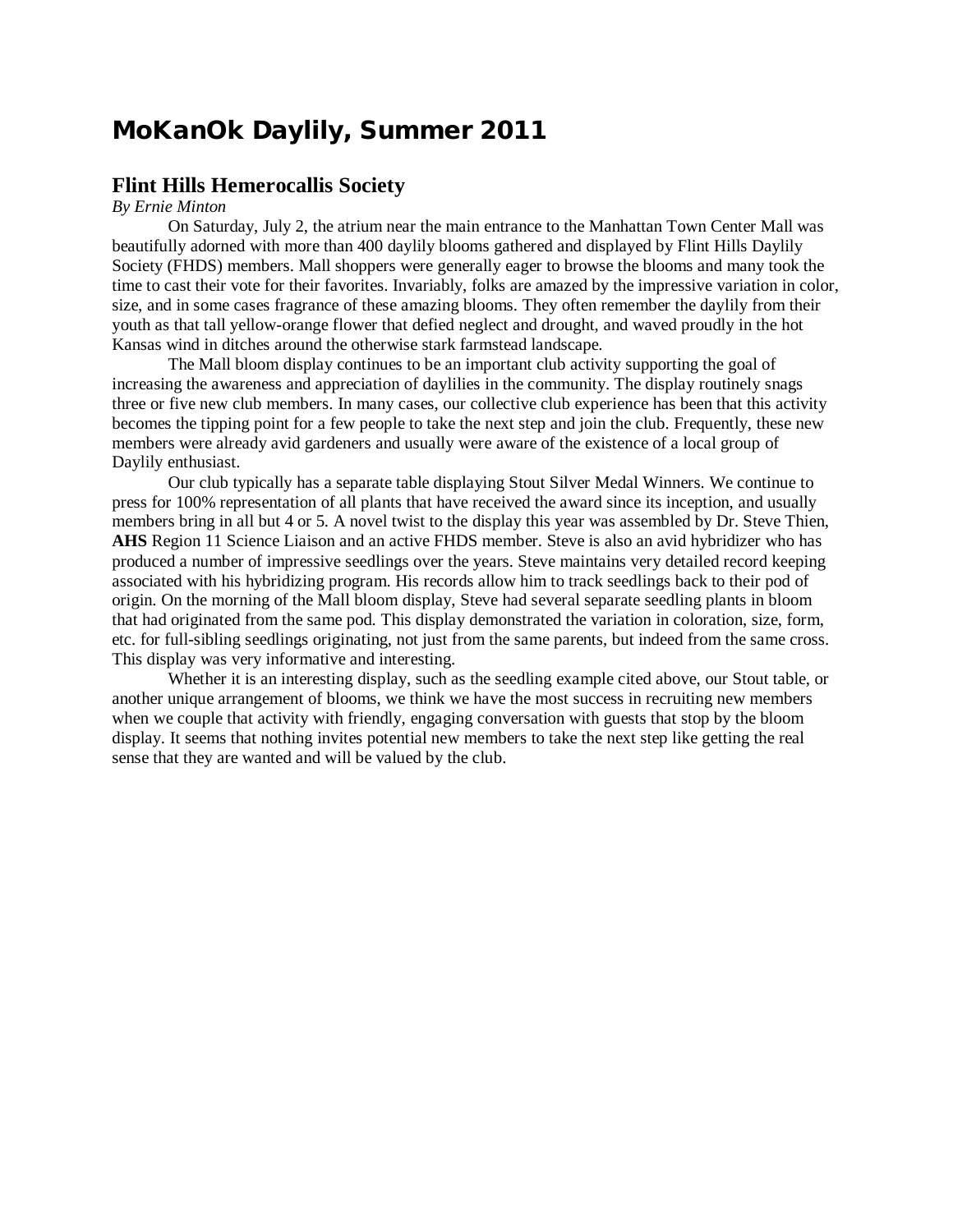# MoKanOk Daylily, Summer 2011

## Flint Hills Hemerocallis Society

*By Ernie Minton*

On Saturday, July 2, the atrium near the main entrance to the Manhattan Town Center Mall was beautifully adorned with more than 400 daylily blooms gathered and displayed by Flint Hills Daylily Society (FHDS) members. Mall shoppers were generally eager to browse the blooms and many took the time to cast their vote for their favorites. Invariably, folks are amazed by the impressive variation in color, size, and in some cases fragrance of these amazing blooms. They often remember the daylily from their youth as that tall yellow-orange flower that defied neglect and drought, and waved proudly in the hot Kansas wind in ditches around the otherwise stark farmstead landscape.

The Mall bloom display continues to be an important club activity supporting the goal of increasing the awareness and appreciation of daylilies in the community. The display routinely snags three or five new club members. In many cases, our collective club experience has been that this activity becomes the tipping point for a few people to take the next step and join the club. Frequently, these new members were already avid gardeners and usually were aware of the existence of a local group of Daylily enthusiast.

Our club typically has a separate table displaying Stout Silver Medal Winners. We continue to press for 100% representation of all plants that have received the award since its inception, and usually members bring in all but 4 or 5. A novel twist to the display this year was assembled by Dr. Steve Thien, **AHS** Region 11 Science Liaison and an active FHDS member. Steve is also an avid hybridizer who has produced a number of impressive seedlings over the years. Steve maintains very detailed record keeping associated with his hybridizing program. His records allow him to track seedlings back to their pod of origin. On the morning of the Mall bloom display, Steve had several separate seedling plants in bloom that had originated from the same pod. This display demonstrated the variation in coloration, size, form, etc. for full-sibling seedlings originating, not just from the same parents, but indeed from the same cross. This display was very informative and interesting.

Whether it is an interesting display, such as the seedling example cited above, our Stout table, or another unique arrangement of blooms, we think we have the most success in recruiting new members when we couple that activity with friendly, engaging conversation with guests that stop by the bloom display. It seems that nothing invites potential new members to take the next step like getting the real sense that they are wanted and will be valued by the club.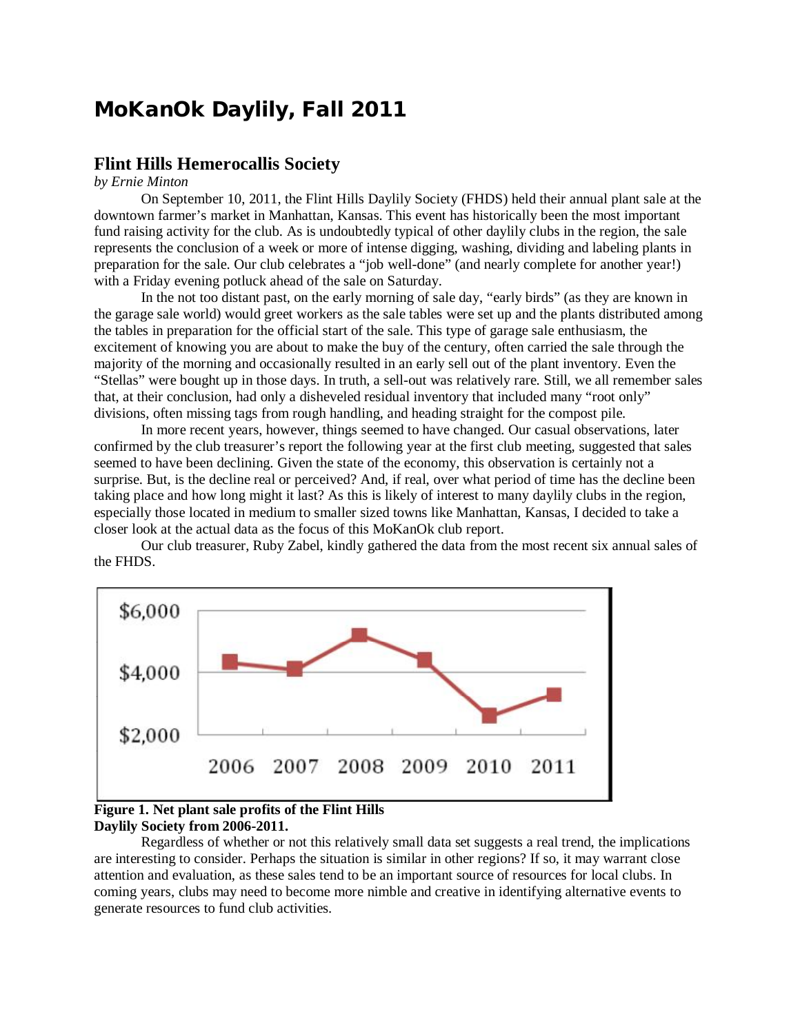# MoKanOk Daylily, Fall 2011

## Flint Hills Hemerocallis Society

*by Ernie Minton*

On September 10, 2011, the Flint Hills Daylily Society (FHDS) held their annual plant sale at the downtown farmer's market in Manhattan, Kansas. This event has historically been the most important fund raising activity for the club. As is undoubtedly typical of other daylily clubs in the region, the sale represents the conclusion of a week or more of intense digging, washing, dividing and labeling plants in preparation for the sale. Our club celebrates a "job well-done" (and nearly complete for another year!) with a Friday evening potluck ahead of the sale on Saturday.

In the not too distant past, on the early morning of sale day, "early birds" (as they are known in the garage sale world) would greet workers as the sale tables were set up and the plants distributed among the tables in preparation for the official start of the sale. This type of garage sale enthusiasm, the excitement of knowing you are about to make the buy of the century, often carried the sale through the majority of the morning and occasionally resulted in an early sell out of the plant inventory. Even the "Stellas" were bought up in those days. In truth, a sell-out was relatively rare. Still, we all remember sales that, at their conclusion, had only a disheveled residual inventory that included many "root only" divisions, often missing tags from rough handling, and heading straight for the compost pile.

In more recent years, however, things seemed to have changed. Our casual observations, later confirmed by the club treasurer's report the following year at the first club meeting, suggested that sales seemed to have been declining. Given the state of the economy, this observation is certainly not a surprise. But, is the decline real or perceived? And, if real, over what period of time has the decline been taking place and how long might it last? As this is likely of interest to many daylily clubs in the region, especially those located in medium to smaller sized towns like Manhattan, Kansas, I decided to take a closer look at the actual data as the focus of this MoKanOk club report.

Our club treasurer, Ruby Zabel, kindly gathered the data from the most recent six annual sales of the FHDS.

$6,000
$4,000
$2,000
2006 2007 2008 2009 2010 2011

**Figure 1. Net plant sale profits of the Flint Hills Daylily Society from 2006-2011.**

Regardless of whether or not this relatively small data set suggests a real trend, the implications are interesting to consider. Perhaps the situation is similar in other regions? If so, it may warrant close attention and evaluation, as these sales tend to be an important source of resources for local clubs. In coming years, clubs may need to become more nimble and creative in identifying alternative events to generate resources to fund club activities.